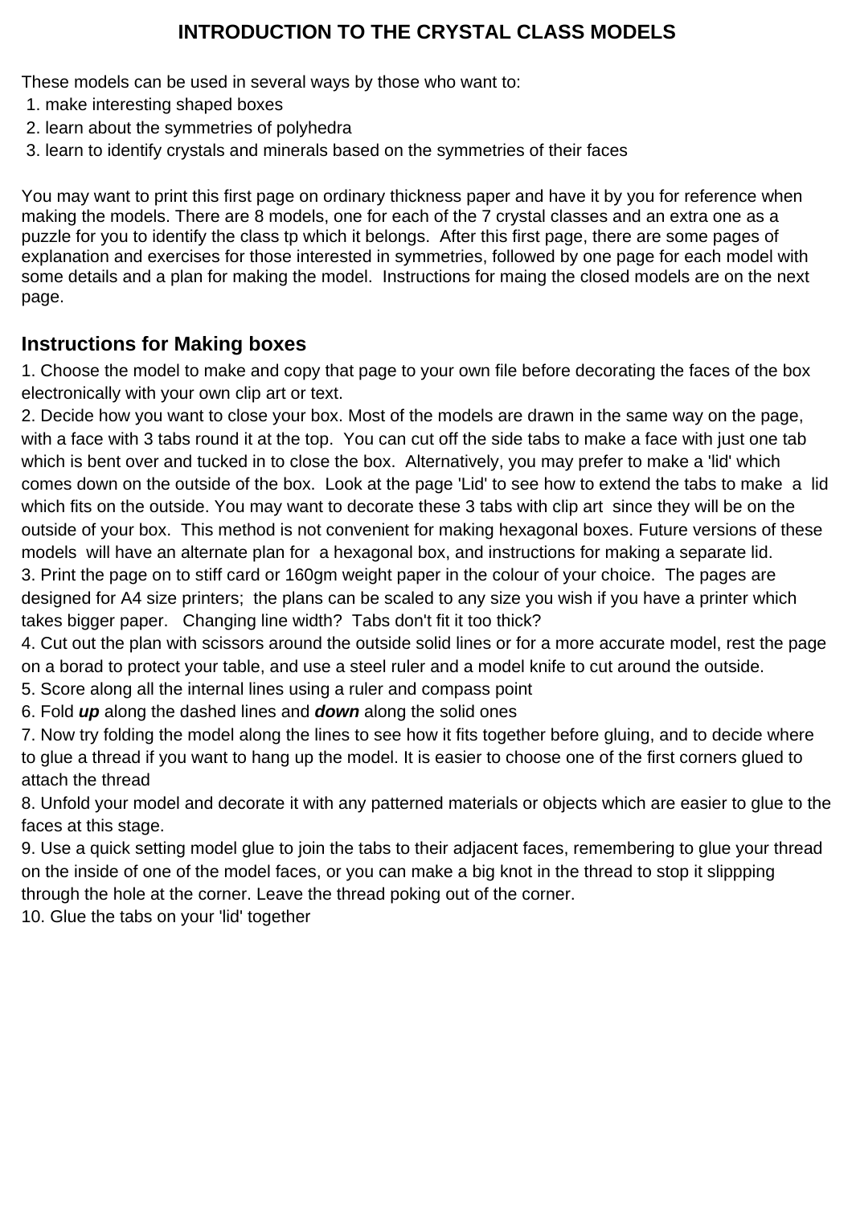# INTRODUCTION TO THE CRYSTAL CLASS MODELS

These models can be used in several ways by those who want to:

1. make interesting shaped boxes
2. learn about the symmetries of polyhedra
3. learn to identify crystals and minerals based on the symmetries of their faces

You may want to print this first page on ordinary thickness paper and have it by you for reference when making the models. There are 8 models, one for each of the 7 crystal classes and an extra one as a puzzle for you to identify the class tp which it belongs. After this first page, there are some pages of explanation and exercises for those interested in symmetries, followed by one page for each model with some details and a plan for making the model. Instructions for maing the closed models are on the next page.

## Instructions for Making boxes

1. Choose the model to make and copy that page to your own file before decorating the faces of the box electronically with your own clip art or text.
2. Decide how you want to close your box. Most of the models are drawn in the same way on the page, with a face with 3 tabs round it at the top. You can cut off the side tabs to make a face with just one tab which is bent over and tucked in to close the box. Alternatively, you may prefer to make a 'lid' which comes down on the outside of the box. Look at the page 'Lid' to see how to extend the tabs to make a lid which fits on the outside. You may want to decorate these 3 tabs with clip art since they will be on the outside of your box. This method is not convenient for making hexagonal boxes. Future versions of these models will have an alternate plan for a hexagonal box, and instructions for making a separate lid.
3. Print the page on to stiff card or 160gm weight paper in the colour of your choice. The pages are designed for A4 size printers; the plans can be scaled to any size you wish if you have a printer which takes bigger paper. Changing line width? Tabs don't fit it too thick?
4. Cut out the plan with scissors around the outside solid lines or for a more accurate model, rest the page on a borad to protect your table, and use a steel ruler and a model knife to cut around the outside.
5. Score along all the internal lines using a ruler and compass point
6. Fold ***up*** along the dashed lines and ***down*** along the solid ones
7. Now try folding the model along the lines to see how it fits together before gluing, and to decide where to glue a thread if you want to hang up the model. It is easier to choose one of the first corners glued to attach the thread
8. Unfold your model and decorate it with any patterned materials or objects which are easier to glue to the faces at this stage.
9. Use a quick setting model glue to join the tabs to their adjacent faces, remembering to glue your thread on the inside of one of the model faces, or you can make a big knot in the thread to stop it slippping through the hole at the corner. Leave the thread poking out of the corner.
10. Glue the tabs on your 'lid' together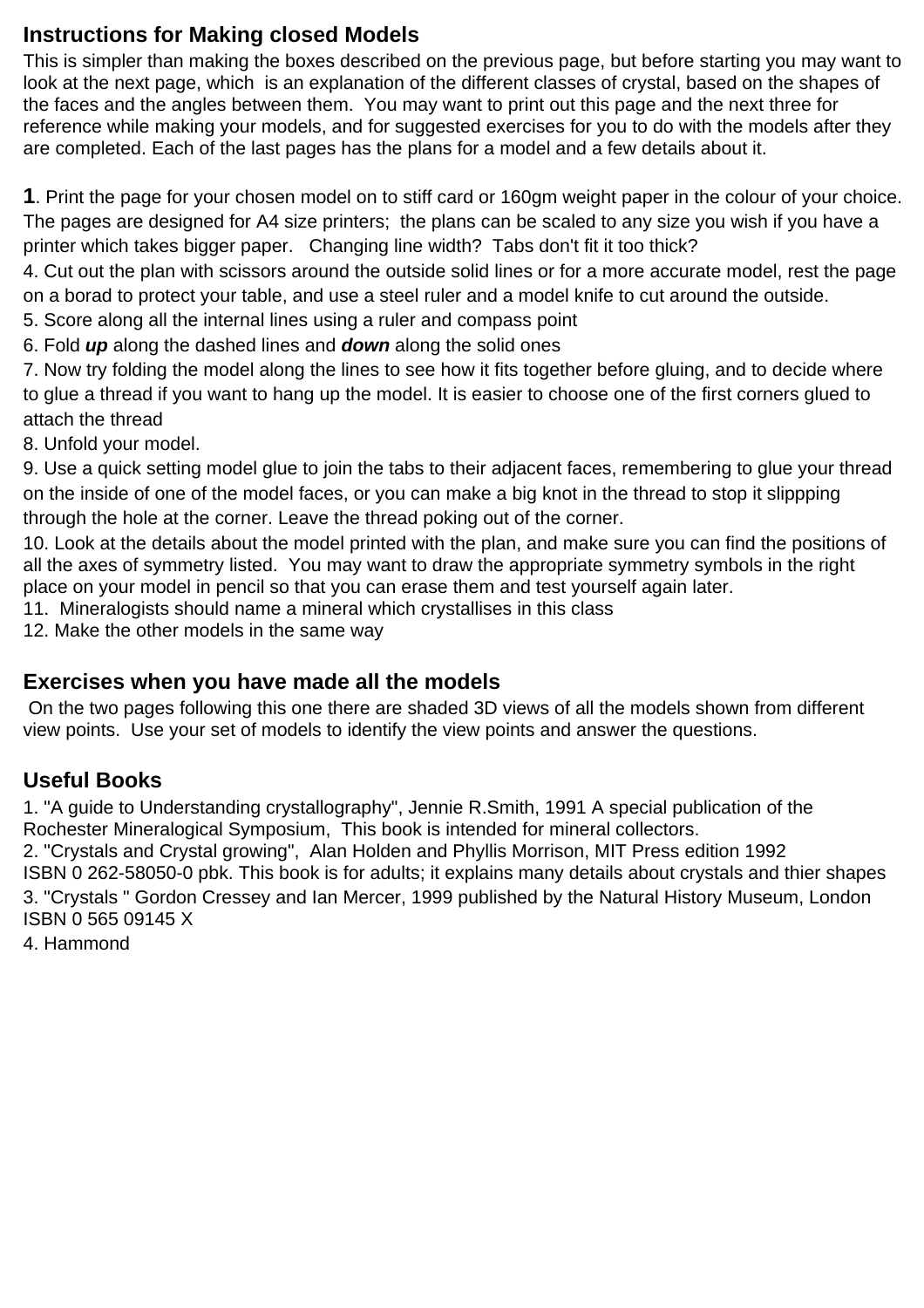## Instructions for Making closed Models

This is simpler than making the boxes described on the previous page, but before starting you may want to look at the next page, which is an explanation of the different classes of crystal, based on the shapes of the faces and the angles between them. You may want to print out this page and the next three for reference while making your models, and for suggested exercises for you to do with the models after they are completed. Each of the last pages has the plans for a model and a few details about it.

**1**. Print the page for your chosen model on to stiff card or 160gm weight paper in the colour of your choice. The pages are designed for A4 size printers; the plans can be scaled to any size you wish if you have a printer which takes bigger paper. Changing line width? Tabs don't fit it too thick?

4. Cut out the plan with scissors around the outside solid lines or for a more accurate model, rest the page on a borad to protect your table, and use a steel ruler and a model knife to cut around the outside.
5. Score along all the internal lines using a ruler and compass point
6. Fold ***up*** along the dashed lines and ***down*** along the solid ones
7. Now try folding the model along the lines to see how it fits together before gluing, and to decide where to glue a thread if you want to hang up the model. It is easier to choose one of the first corners glued to attach the thread
8. Unfold your model.
9. Use a quick setting model glue to join the tabs to their adjacent faces, remembering to glue your thread on the inside of one of the model faces, or you can make a big knot in the thread to stop it slippping through the hole at the corner. Leave the thread poking out of the corner.
10. Look at the details about the model printed with the plan, and make sure you can find the positions of all the axes of symmetry listed. You may want to draw the appropriate symmetry symbols in the right place on your model in pencil so that you can erase them and test yourself again later.
11. Mineralogists should name a mineral which crystallises in this class
12. Make the other models in the same way

## Exercises when you have made all the models

On the two pages following this one there are shaded 3D views of all the models shown from different view points. Use your set of models to identify the view points and answer the questions.

## Useful Books

1. "A guide to Understanding crystallography", Jennie R.Smith, 1991 A special publication of the Rochester Mineralogical Symposium, This book is intended for mineral collectors.
2. "Crystals and Crystal growing", Alan Holden and Phyllis Morrison, MIT Press edition 1992 ISBN 0 262-58050-0 pbk. This book is for adults; it explains many details about crystals and thier shapes
3. "Crystals " Gordon Cressey and Ian Mercer, 1999 published by the Natural History Museum, London ISBN 0 565 09145 X
4. Hammond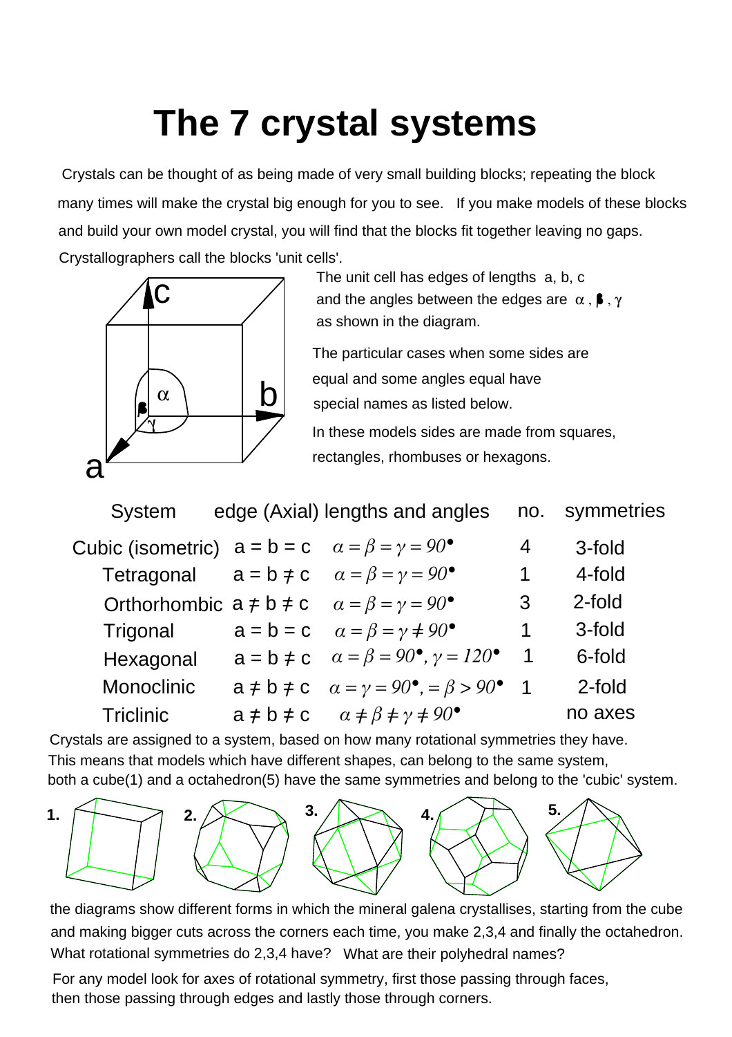# The 7 crystal systems

Crystals can be thought of as being made of very small building blocks; repeating the block many times will make the crystal big enough for you to see. If you make models of these blocks and build your own model crystal, you will find that the blocks fit together leaving no gaps. Crystallographers call the blocks 'unit cells'.

The unit cell has edges of lengths a, b, c and the angles between the edges are $\alpha$, $\beta$, $\gamma$ as shown in the diagram.

The particular cases when some sides are equal and some angles equal have special names as listed below.

In these models sides are made from squares, rectangles, rhombuses or hexagons.

| System | edge (Axial) lengths and angles | | no. | symmetries |
|---|---|---|---|---|
| Cubic (isometric) | a = b = c | $\alpha = \beta = \gamma = 90^\circ$ | 4 | 3-fold |
| Tetragonal | a = b ≠ c | $\alpha = \beta = \gamma = 90^\circ$ | 1 | 4-fold |
| Orthorhombic | a ≠ b ≠ c | $\alpha = \beta = \gamma = 90^\circ$ | 3 | 2-fold |
| Trigonal | a = b = c | $\alpha = \beta = \gamma \neq 90^\circ$ | 1 | 3-fold |
| Hexagonal | a = b ≠ c | $\alpha = \beta = 90^\circ, \gamma = 120^\circ$ | 1 | 6-fold |
| Monoclinic | a ≠ b ≠ c | $\alpha = \gamma = 90^\circ, = \beta > 90^\circ$ | 1 | 2-fold |
| Triclinic | a ≠ b ≠ c | $\alpha \neq \beta \neq \gamma \neq 90^\circ$ | | no axes |

Crystals are assigned to a system, based on how many rotational symmetries they have. This means that models which have different shapes, can belong to the same system, both a cube(1) and a octahedron(5) have the same symmetries and belong to the 'cubic' system.

1. 2. 3. 4. 5.

the diagrams show different forms in which the mineral galena crystallises, starting from the cube and making bigger cuts across the corners each time, you make 2,3,4 and finally the octahedron. What rotational symmetries do 2,3,4 have? What are their polyhedral names?

For any model look for axes of rotational symmetry, first those passing through faces, then those passing through edges and lastly those through corners.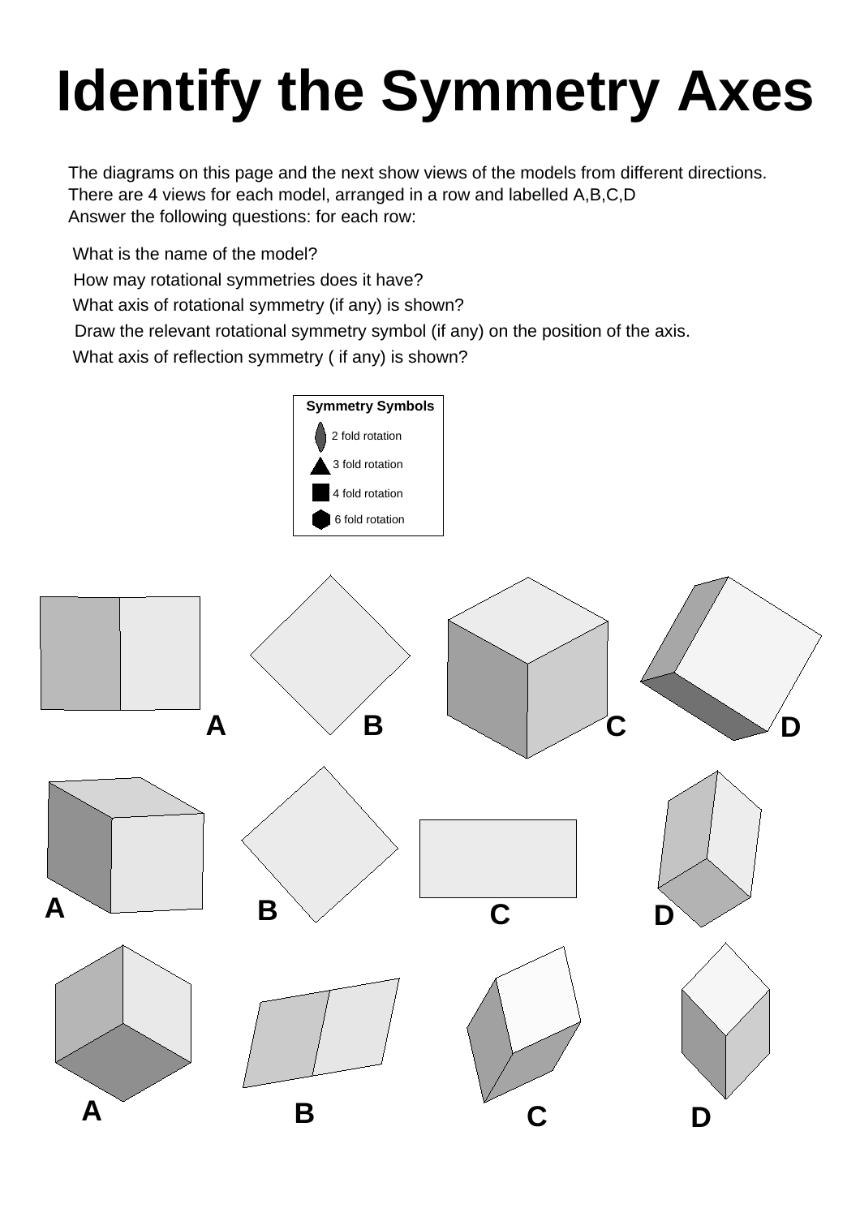# Identify the Symmetry Axes

The diagrams on this page and the next show views of the models from different directions.
There are 4 views for each model, arranged in a row and labelled A,B,C,D
Answer the following questions: for each row:

What is the name of the model?
How may rotational symmetries does it have?
What axis of rotational symmetry (if any) is shown?
Draw the relevant rotational symmetry symbol (if any) on the position of the axis.
What axis of reflection symmetry ( if any) is shown?

**Symmetry Symbols**

- 2 fold rotation
- 3 fold rotation
- 4 fold rotation
- 6 fold rotation

A B C D

A B C D

A B C D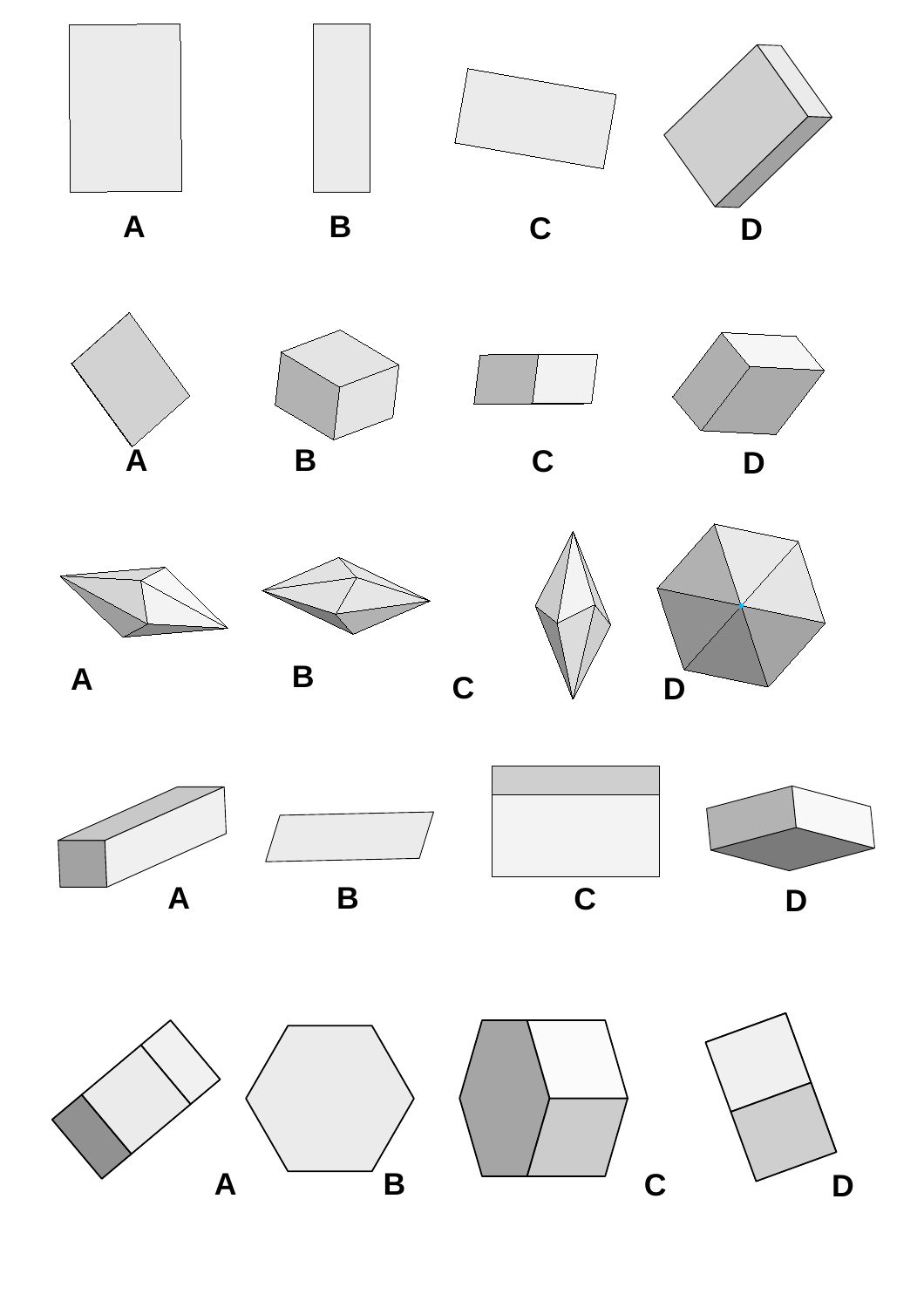A B C D

A B C D

A B C D

A B C D

A B C D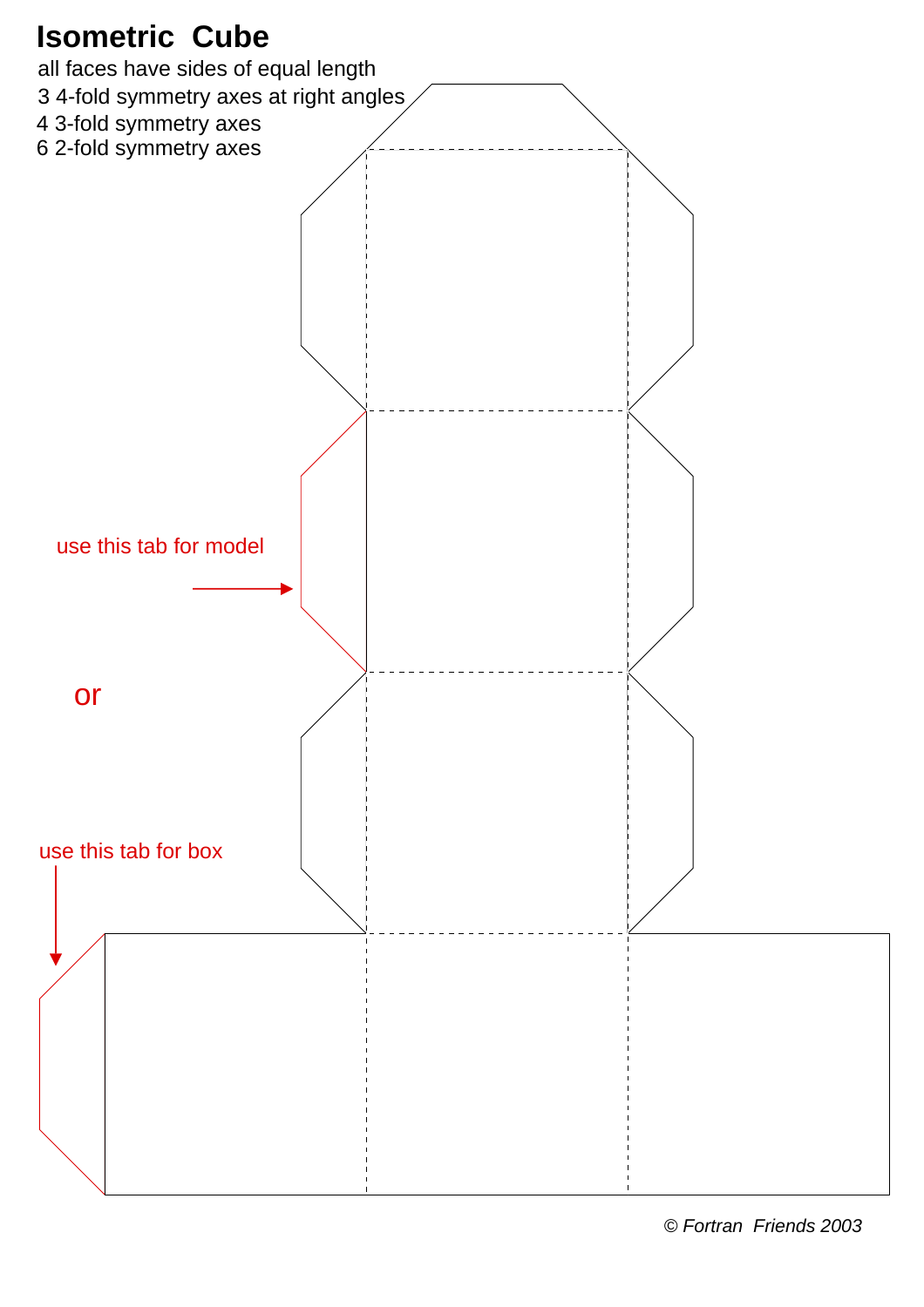# Isometric Cube

all faces have sides of equal length

3 4-fold symmetry axes at right angles

4 3-fold symmetry axes

6 2-fold symmetry axes

use this tab for model

or

use this tab for box

© Fortran Friends 2003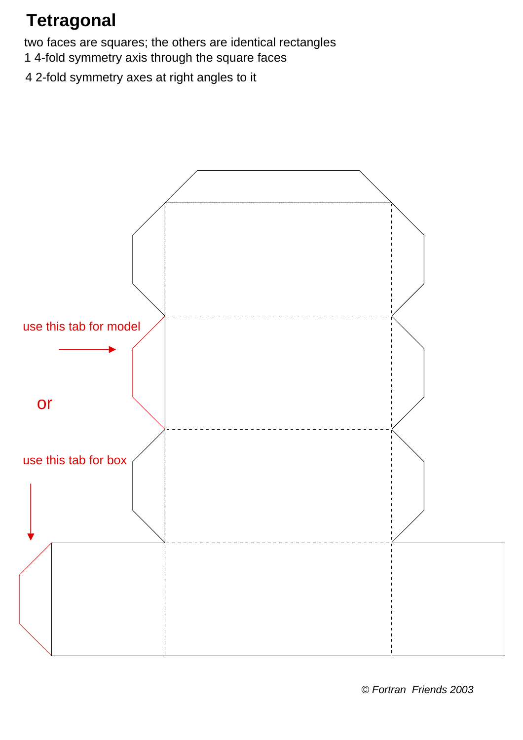# Tetragonal

two faces are squares; the others are identical rectangles
1 4-fold symmetry axis through the square faces
4 2-fold symmetry axes at right angles to it

use this tab for model

or

use this tab for box

© Fortran Friends 2003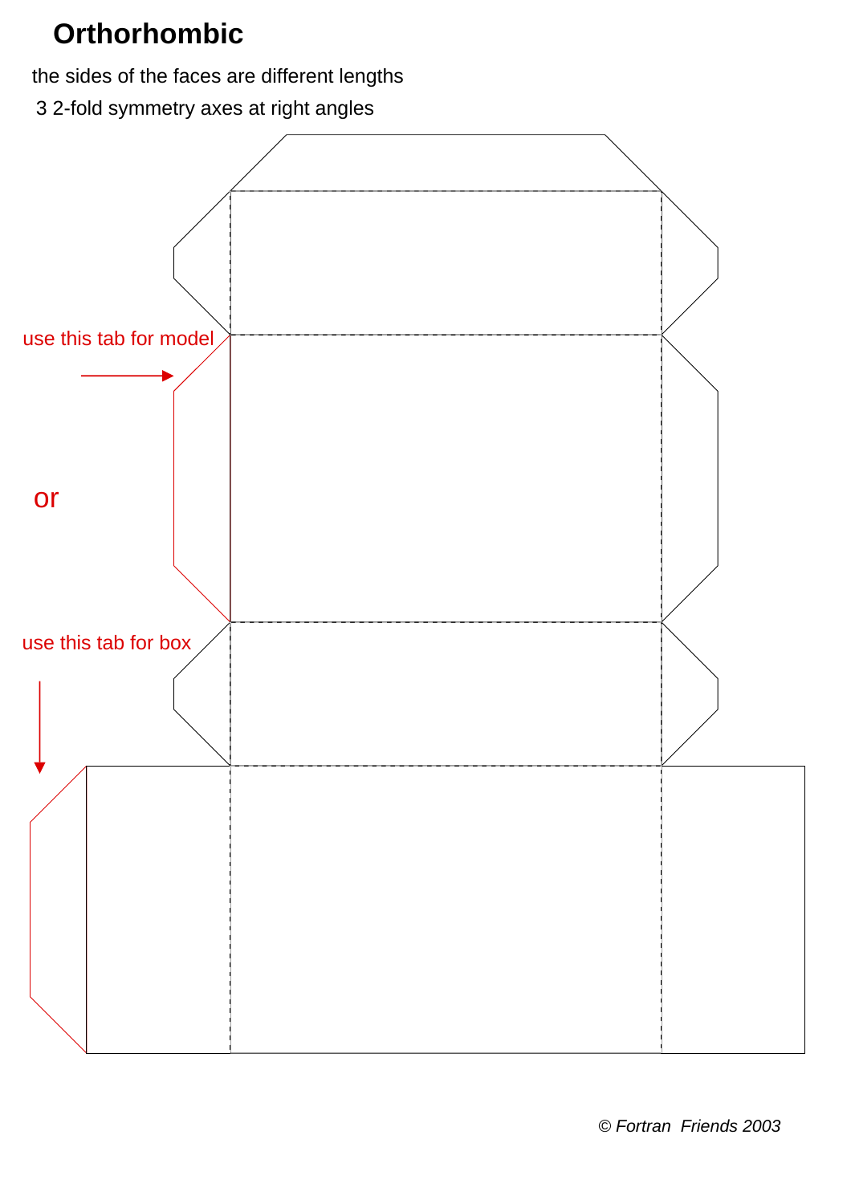# Orthorhombic

the sides of the faces are different lengths

3 2-fold symmetry axes at right angles

use this tab for model

or

use this tab for box

© Fortran Friends 2003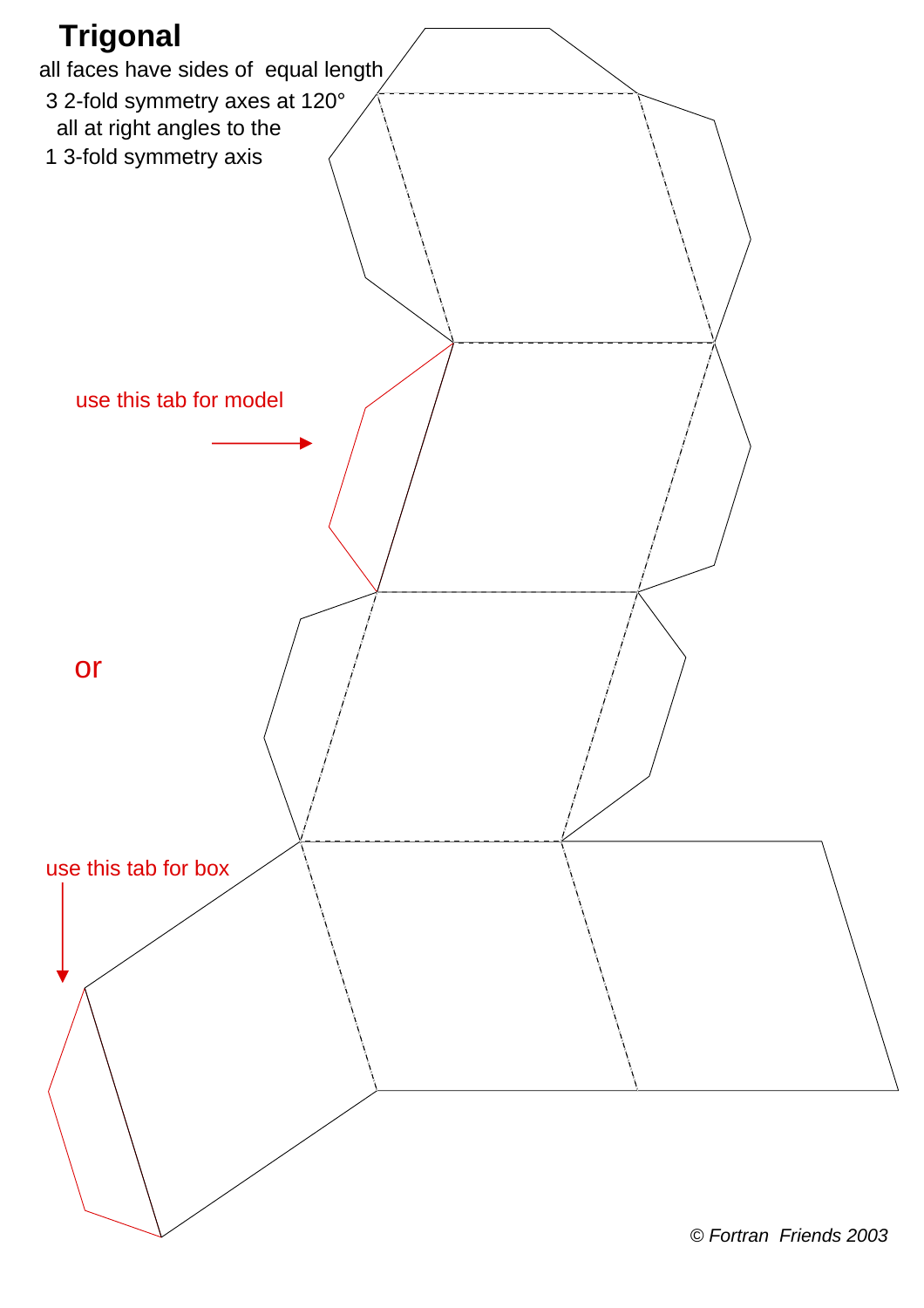# Trigonal

all faces have sides of equal length

3 2-fold symmetry axes at 120°
all at right angles to the
1 3-fold symmetry axis

use this tab for model

or

use this tab for box

*© Fortran Friends 2003*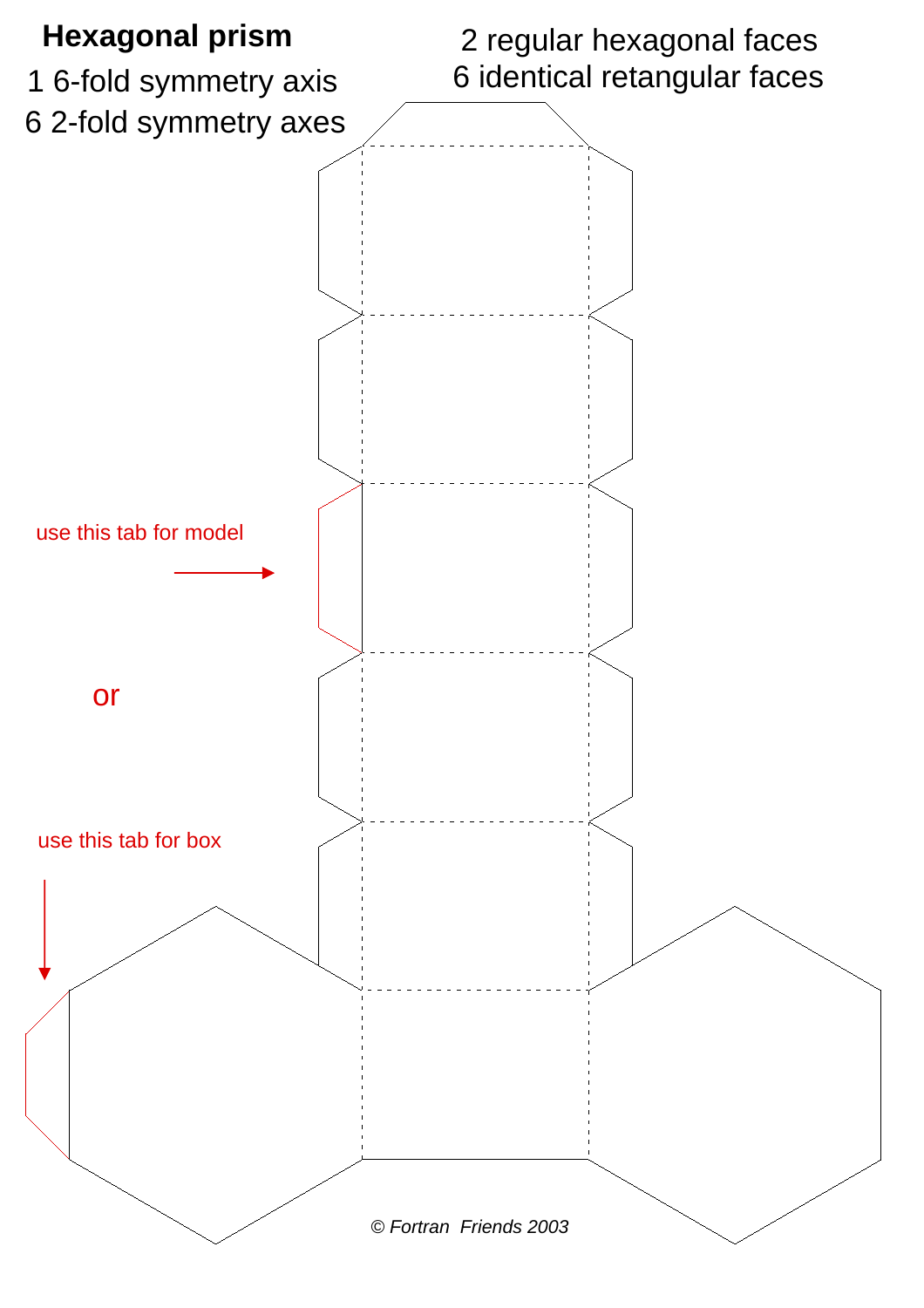# Hexagonal prism

1 6-fold symmetry axis

6 2-fold symmetry axes

2 regular hexagonal faces

6 identical retangular faces

use this tab for model

or

use this tab for box

© Fortran Friends 2003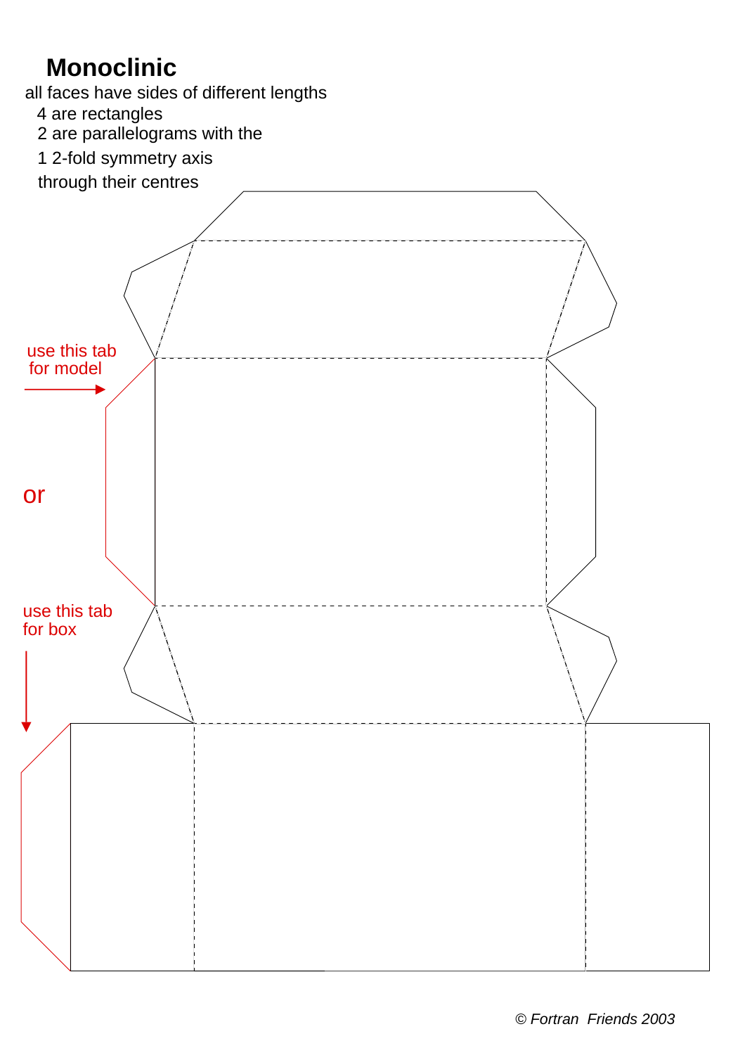# Monoclinic

all faces have sides of different lengths

4 are rectangles

2 are parallelograms with the

1 2-fold symmetry axis

through their centres

use this tab for model

or

use this tab for box

© Fortran Friends 2003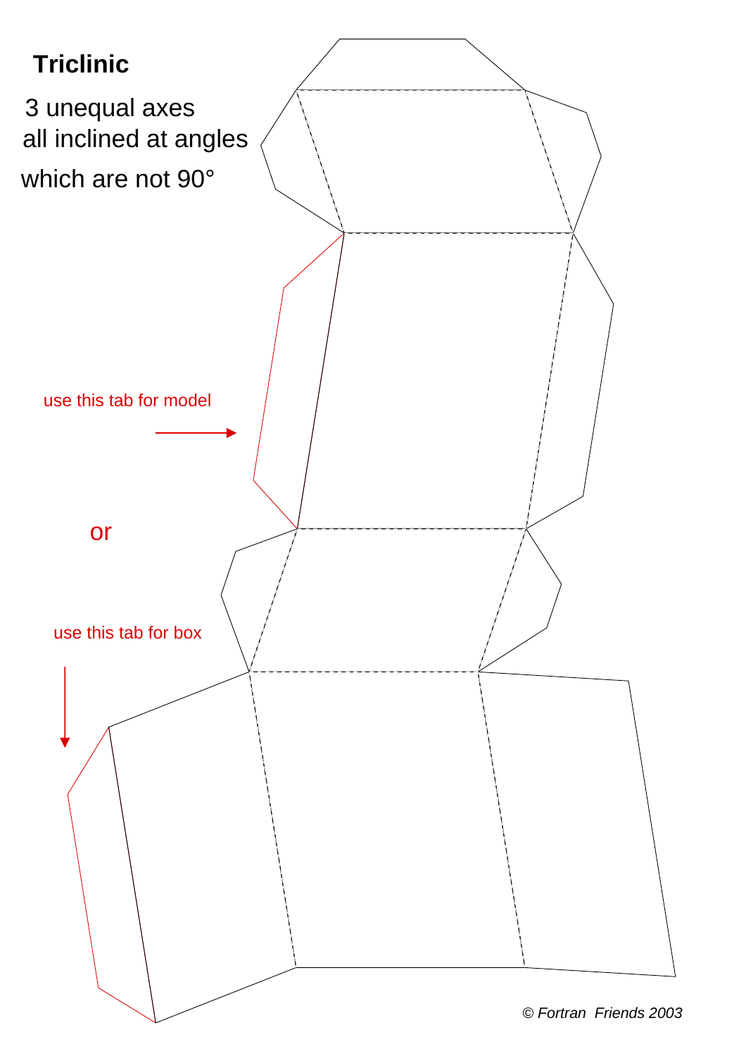# Triclinic

3 unequal axes
all inclined at angles
which are not 90°

use this tab for model

or

use this tab for box

© Fortran Friends 2003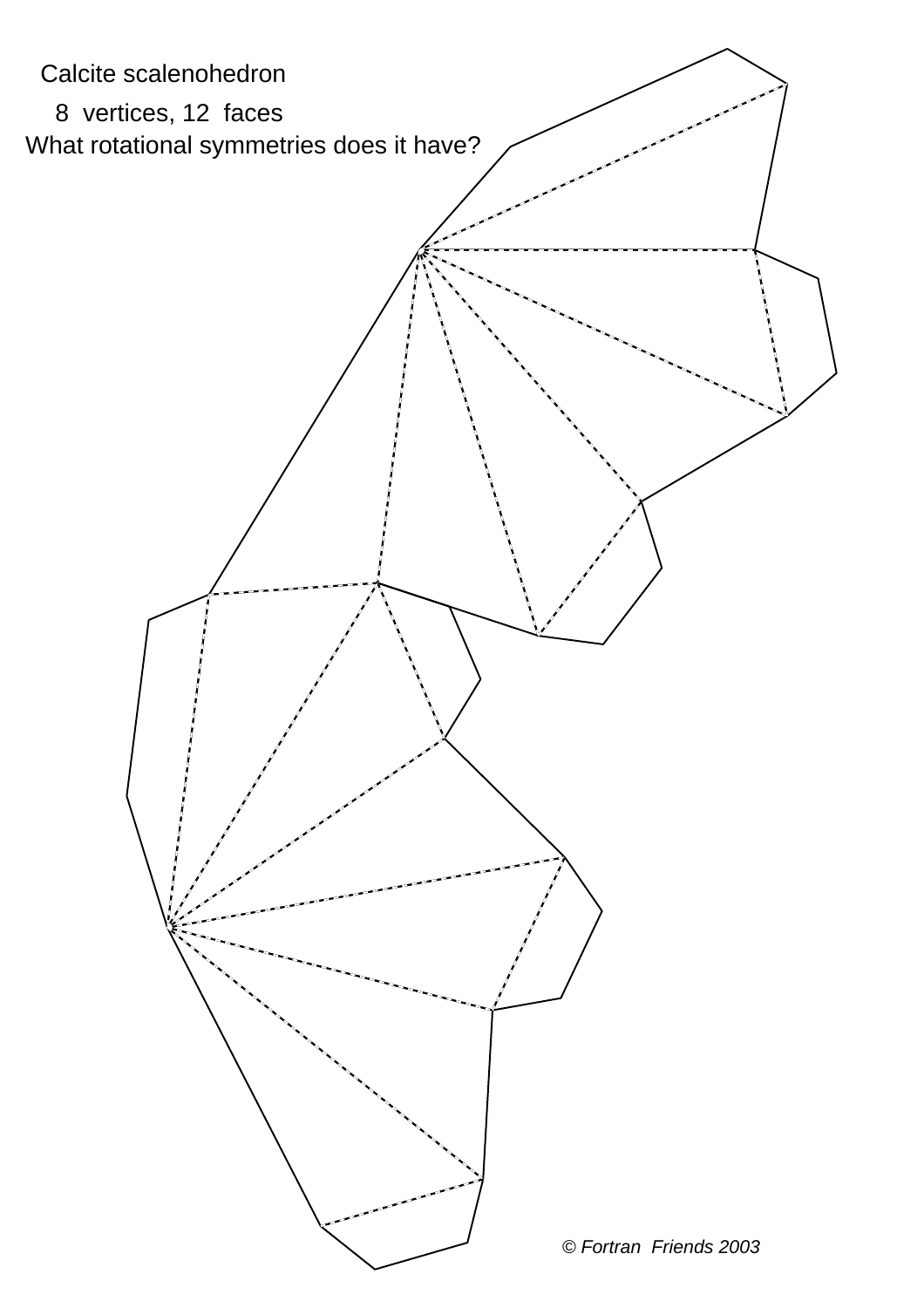Calcite scalenohedron

8 vertices, 12 faces

What rotational symmetries does it have?

© Fortran Friends 2003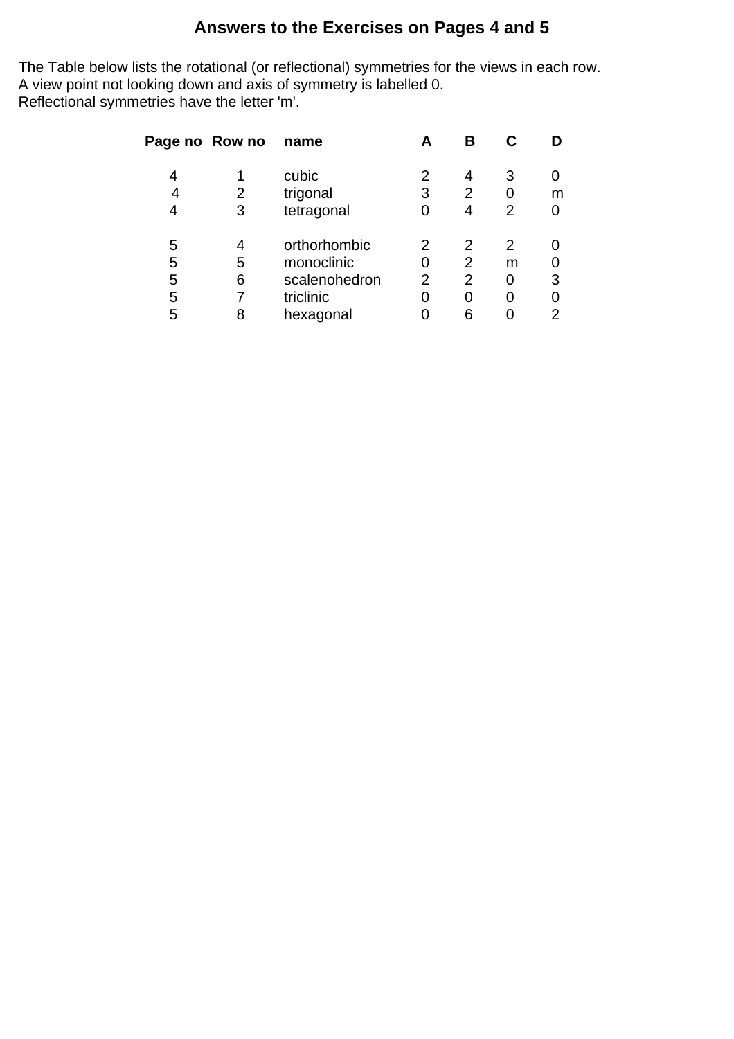# Answers to the Exercises on Pages 4 and 5

The Table below lists the rotational (or reflectional) symmetries for the views in each row.
A view point not looking down and axis of symmetry is labelled 0.
Reflectional symmetries have the letter 'm'.

| Page no | Row no | name | A | B | C | D |
|---|---|---|---|---|---|---|
| 4 | 1 | cubic | 2 | 4 | 3 | 0 |
| 4 | 2 | trigonal | 3 | 2 | 0 | m |
| 4 | 3 | tetragonal | 0 | 4 | 2 | 0 |
| 5 | 4 | orthorhombic | 2 | 2 | 2 | 0 |
| 5 | 5 | monoclinic | 0 | 2 | m | 0 |
| 5 | 6 | scalenohedron | 2 | 2 | 0 | 3 |
| 5 | 7 | triclinic | 0 | 0 | 0 | 0 |
| 5 | 8 | hexagonal | 0 | 6 | 0 | 2 |